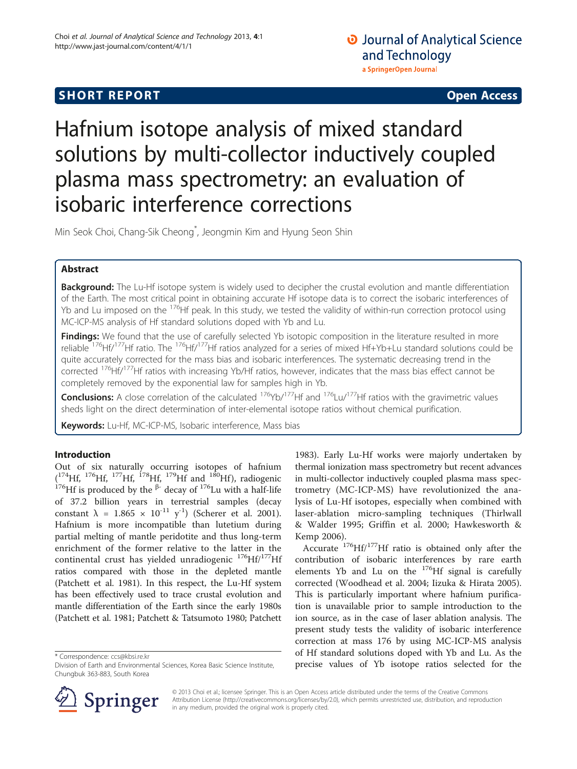SHORT REPORT

Open Access

# Hafnium isotope analysis of mixed standard solutions by multi-collector inductively coupled plasma mass spectrometry: an evaluation of isobaric interference corrections

Min Seok Choi, Chang-Sik Cheong*, Jeongmin Kim and Hyung Seon Shin

## Abstract

**Background:** The Lu-Hf isotope system is widely used to decipher the crustal evolution and mantle differentiation of the Earth. The most critical point in obtaining accurate Hf isotope data is to correct the isobaric interferences of Yb and Lu imposed on the $^{176}$Hf peak. In this study, we tested the validity of within-run correction protocol using MC-ICP-MS analysis of Hf standard solutions doped with Yb and Lu.

**Findings:** We found that the use of carefully selected Yb isotopic composition in the literature resulted in more reliable $^{176}$Hf/$^{177}$Hf ratio. The $^{176}$Hf/$^{177}$Hf ratios analyzed for a series of mixed Hf+Yb+Lu standard solutions could be quite accurately corrected for the mass bias and isobaric interferences. The systematic decreasing trend in the corrected $^{176}$Hf/$^{177}$Hf ratios with increasing Yb/Hf ratios, however, indicates that the mass bias effect cannot be completely removed by the exponential law for samples high in Yb.

**Conclusions:** A close correlation of the calculated $^{176}$Yb/$^{177}$Hf and $^{176}$Lu/$^{177}$Hf ratios with the gravimetric values sheds light on the direct determination of inter-elemental isotope ratios without chemical purification.

**Keywords:** Lu-Hf, MC-ICP-MS, Isobaric interference, Mass bias

## Introduction

Out of six naturally occurring isotopes of hafnium ($^{174}$Hf, $^{176}$Hf, $^{177}$Hf, $^{178}$Hf, $^{179}$Hf and $^{180}$Hf), radiogenic $^{176}$Hf is produced by the $\beta^-$ decay of $^{176}$Lu with a half-life of 37.2 billion years in terrestrial samples (decay constant $\lambda$ = 1.865 × 10$^{-11}$ y$^{-1}$) (Scherer et al. 2001). Hafnium is more incompatible than lutetium during partial melting of mantle peridotite and thus long-term enrichment of the former relative to the latter in the continental crust has yielded unradiogenic $^{176}$Hf/$^{177}$Hf ratios compared with those in the depleted mantle (Patchett et al. 1981). In this respect, the Lu-Hf system has been effectively used to trace crustal evolution and mantle differentiation of the Earth since the early 1980s (Patchett et al. 1981; Patchett & Tatsumoto 1980; Patchett 1983). Early Lu-Hf works were majorly undertaken by thermal ionization mass spectrometry but recent advances in multi-collector inductively coupled plasma mass spectrometry (MC-ICP-MS) have revolutionized the analysis of Lu-Hf isotopes, especially when combined with laser-ablation micro-sampling techniques (Thirlwall & Walder 1995; Griffin et al. 2000; Hawkesworth & Kemp 2006).

Accurate $^{176}$Hf/$^{177}$Hf ratio is obtained only after the contribution of isobaric interferences by rare earth elements Yb and Lu on the $^{176}$Hf signal is carefully corrected (Woodhead et al. 2004; Iizuka & Hirata 2005). This is particularly important where hafnium purification is unavailable prior to sample introduction to the ion source, as in the case of laser ablation analysis. The present study tests the validity of isobaric interference correction at mass 176 by using MC-ICP-MS analysis of Hf standard solutions doped with Yb and Lu. As the precise values of Yb isotope ratios selected for the

\* Correspondence: ccs@kbsi.re.kr
Division of Earth and Environmental Sciences, Korea Basic Science Institute, Chungbuk 363-883, South Korea

© 2013 Choi et al.; licensee Springer. This is an Open Access article distributed under the terms of the Creative Commons Attribution License (http://creativecommons.org/licenses/by/2.0), which permits unrestricted use, distribution, and reproduction in any medium, provided the original work is properly cited.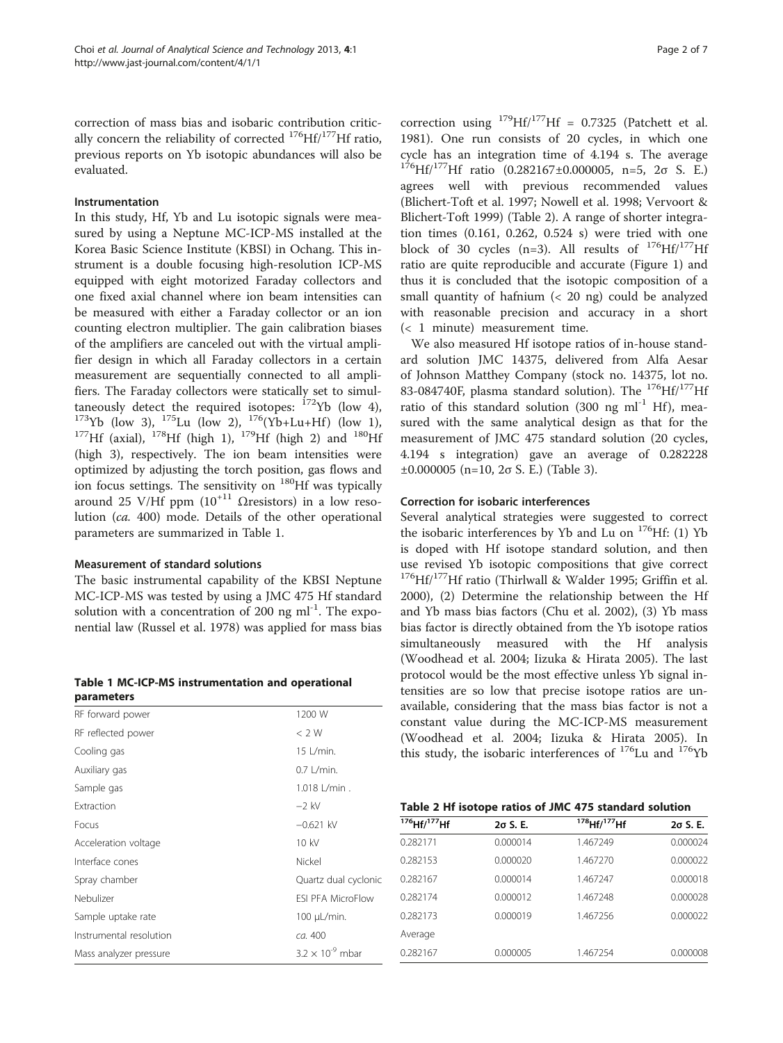correction of mass bias and isobaric contribution critically concern the reliability of corrected $^{176}Hf/^{177}Hf$ ratio, previous reports on Yb isotopic abundances will also be evaluated.

### Instrumentation

In this study, Hf, Yb and Lu isotopic signals were measured by using a Neptune MC-ICP-MS installed at the Korea Basic Science Institute (KBSI) in Ochang. This instrument is a double focusing high-resolution ICP-MS equipped with eight motorized Faraday collectors and one fixed axial channel where ion beam intensities can be measured with either a Faraday collector or an ion counting electron multiplier. The gain calibration biases of the amplifiers are canceled out with the virtual amplifier design in which all Faraday collectors in a certain measurement are sequentially connected to all amplifiers. The Faraday collectors were statically set to simultaneously detect the required isotopes: $^{172}Yb$ (low 4), $^{173}Yb$ (low 3), $^{175}Lu$ (low 2), $^{176}(Yb+Lu+Hf)$ (low 1), $^{177}Hf$ (axial), $^{178}Hf$ (high 1), $^{179}Hf$ (high 2) and $^{180}Hf$ (high 3), respectively. The ion beam intensities were optimized by adjusting the torch position, gas flows and ion focus settings. The sensitivity on $^{180}Hf$ was typically around 25 V/Hf ppm ($10^{+11}$ Ωresistors) in a low resolution (*ca.* 400) mode. Details of the other operational parameters are summarized in Table 1.

### Measurement of standard solutions

The basic instrumental capability of the KBSI Neptune MC-ICP-MS was tested by using a JMC 475 Hf standard solution with a concentration of 200 ng ml$^{-1}$. The exponential law (Russel et al. 1978) was applied for mass bias correction using $^{179}Hf/^{177}Hf$ = 0.7325 (Patchett et al. 1981). One run consists of 20 cycles, in which one cycle has an integration time of 4.194 s. The average $^{176}Hf/^{177}Hf$ ratio (0.282167±0.000005, n=5, 2σ S. E.) agrees well with previous recommended values (Blichert-Toft et al. 1997; Nowell et al. 1998; Vervoort & Blichert-Toft 1999) (Table 2). A range of shorter integration times (0.161, 0.262, 0.524 s) were tried with one block of 30 cycles (n=3). All results of $^{176}Hf/^{177}Hf$ ratio are quite reproducible and accurate (Figure 1) and thus it is concluded that the isotopic composition of a small quantity of hafnium (< 20 ng) could be analyzed with reasonable precision and accuracy in a short (< 1 minute) measurement time.

We also measured Hf isotope ratios of in-house standard solution JMC 14375, delivered from Alfa Aesar of Johnson Matthey Company (stock no. 14375, lot no. 83-084740F, plasma standard solution). The $^{176}Hf/^{177}Hf$ ratio of this standard solution (300 ng ml$^{-1}$ Hf), measured with the same analytical design as that for the measurement of JMC 475 standard solution (20 cycles, 4.194 s integration) gave an average of 0.282228 ±0.000005 (n=10, 2σ S. E.) (Table 3).

**Table 1 MC-ICP-MS instrumentation and operational parameters**

| | |
|---|---|
| RF forward power | 1200 W |
| RF reflected power | < 2 W |
| Cooling gas | 15 L/min. |
| Auxiliary gas | 0.7 L/min. |
| Sample gas | 1.018 L/min . |
| Extraction | −2 kV |
| Focus | −0.621 kV |
| Acceleration voltage | 10 kV |
| Interface cones | Nickel |
| Spray chamber | Quartz dual cyclonic |
| Nebulizer | ESI PFA MicroFlow |
| Sample uptake rate | 100 μL/min. |
| Instrumental resolution | *ca.* 400 |
| Mass analyzer pressure | $3.2 \times 10^{-9}$ mbar |

### Correction for isobaric interferences

Several analytical strategies were suggested to correct the isobaric interferences by Yb and Lu on $^{176}Hf$: (1) Yb is doped with Hf isotope standard solution, and then use revised Yb isotopic compositions that give correct $^{176}Hf/^{177}Hf$ ratio (Thirlwall & Walder 1995; Griffin et al. 2000), (2) Determine the relationship between the Hf and Yb mass bias factors (Chu et al. 2002), (3) Yb mass bias factor is directly obtained from the Yb isotope ratios simultaneously measured with the Hf analysis (Woodhead et al. 2004; Iizuka & Hirata 2005). The last protocol would be the most effective unless Yb signal intensities are so low that precise isotope ratios are unavailable, considering that the mass bias factor is not a constant value during the MC-ICP-MS measurement (Woodhead et al. 2004; Iizuka & Hirata 2005). In this study, the isobaric interferences of $^{176}Lu$ and $^{176}Yb$

**Table 2 Hf isotope ratios of JMC 475 standard solution**

| $^{176}Hf/^{177}Hf$ | 2σ S. E. | $^{178}Hf/^{177}Hf$ | 2σ S. E. |
|---|---|---|---|
| 0.282171 | 0.000014 | 1.467249 | 0.000024 |
| 0.282153 | 0.000020 | 1.467270 | 0.000022 |
| 0.282167 | 0.000014 | 1.467247 | 0.000018 |
| 0.282174 | 0.000012 | 1.467248 | 0.000028 |
| 0.282173 | 0.000019 | 1.467256 | 0.000022 |
| Average | | | |
| 0.282167 | 0.000005 | 1.467254 | 0.000008 |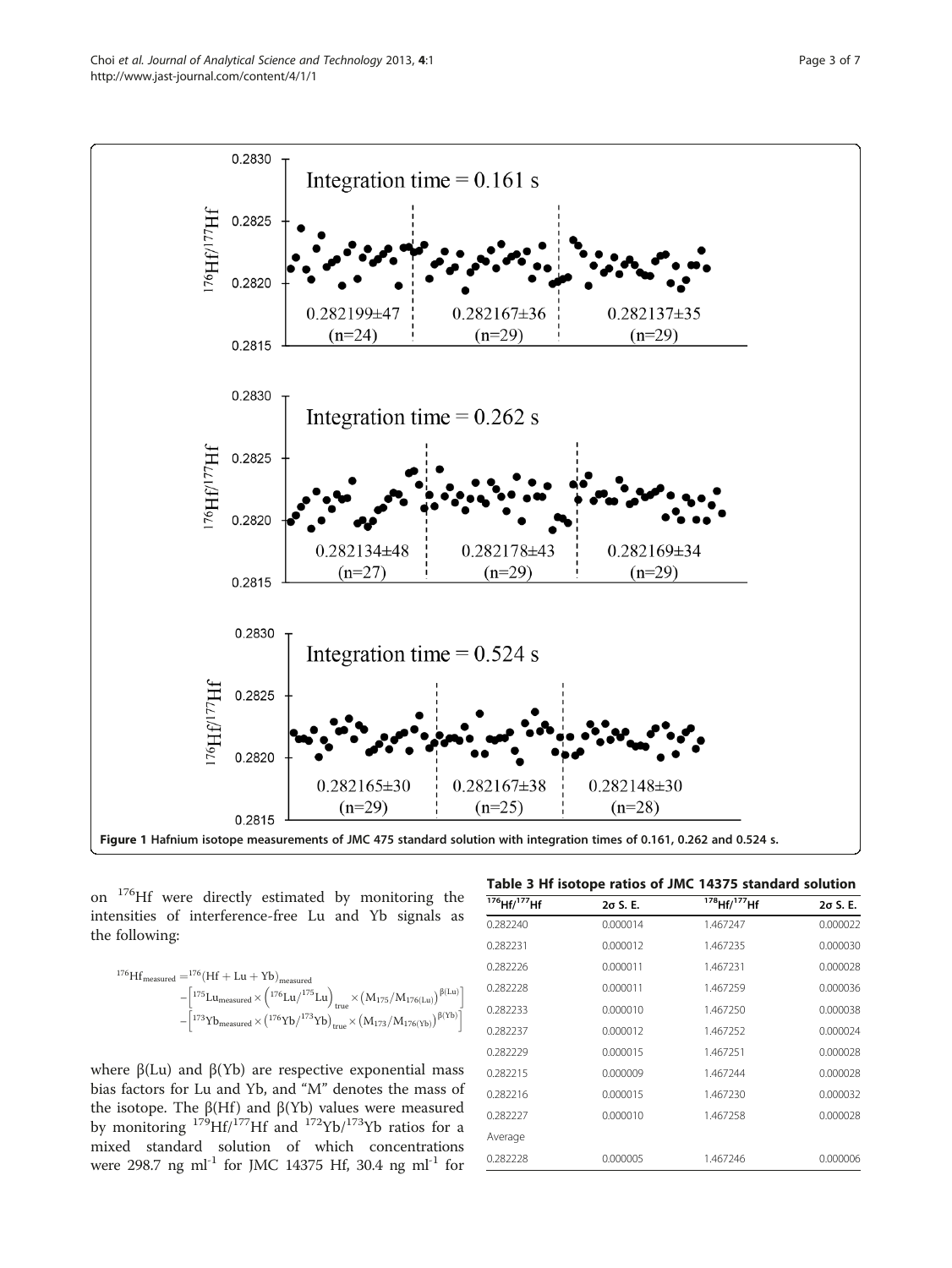Figure 1 Hafnium isotope measurements of JMC 475 standard solution with integration times of 0.161, 0.262 and 0.524 s.

on $^{176}Hf$ were directly estimated by monitoring the intensities of interference-free Lu and Yb signals as the following:

$$^{176}Hf_{measured} = ^{176}(Hf + Lu + Yb)_{measured} - \left[^{175}Lu_{measured} \times \left(^{176}Lu/^{175}Lu\right)_{true} \times \left(M_{175}/M_{176(Lu)}\right)^{\beta(Lu)}\right] - \left[^{173}Yb_{measured} \times \left(^{176}Yb/^{173}Yb\right)_{true} \times \left(M_{173}/M_{176(Yb)}\right)^{\beta(Yb)}\right]$$

where β(Lu) and β(Yb) are respective exponential mass bias factors for Lu and Yb, and "M" denotes the mass of the isotope. The β(Hf) and β(Yb) values were measured by monitoring $^{179}Hf/^{177}Hf$ and $^{172}Yb/^{173}Yb$ ratios for a mixed standard solution of which concentrations were 298.7 ng ml$^{-1}$ for JMC 14375 Hf, 30.4 ng ml$^{-1}$ for

**Table 3 Hf isotope ratios of JMC 14375 standard solution**

| $^{176}Hf/^{177}Hf$ | 2σ S. E. | $^{178}Hf/^{177}Hf$ | 2σ S. E. |
|---|---|---|---|
| 0.282240 | 0.000014 | 1.467247 | 0.000022 |
| 0.282231 | 0.000012 | 1.467235 | 0.000030 |
| 0.282226 | 0.000011 | 1.467231 | 0.000028 |
| 0.282228 | 0.000011 | 1.467259 | 0.000036 |
| 0.282233 | 0.000010 | 1.467250 | 0.000038 |
| 0.282237 | 0.000012 | 1.467252 | 0.000024 |
| 0.282229 | 0.000015 | 1.467251 | 0.000028 |
| 0.282215 | 0.000009 | 1.467244 | 0.000028 |
| 0.282216 | 0.000015 | 1.467230 | 0.000032 |
| 0.282227 | 0.000010 | 1.467258 | 0.000028 |
| Average | | | |
| 0.282228 | 0.000005 | 1.467246 | 0.000006 |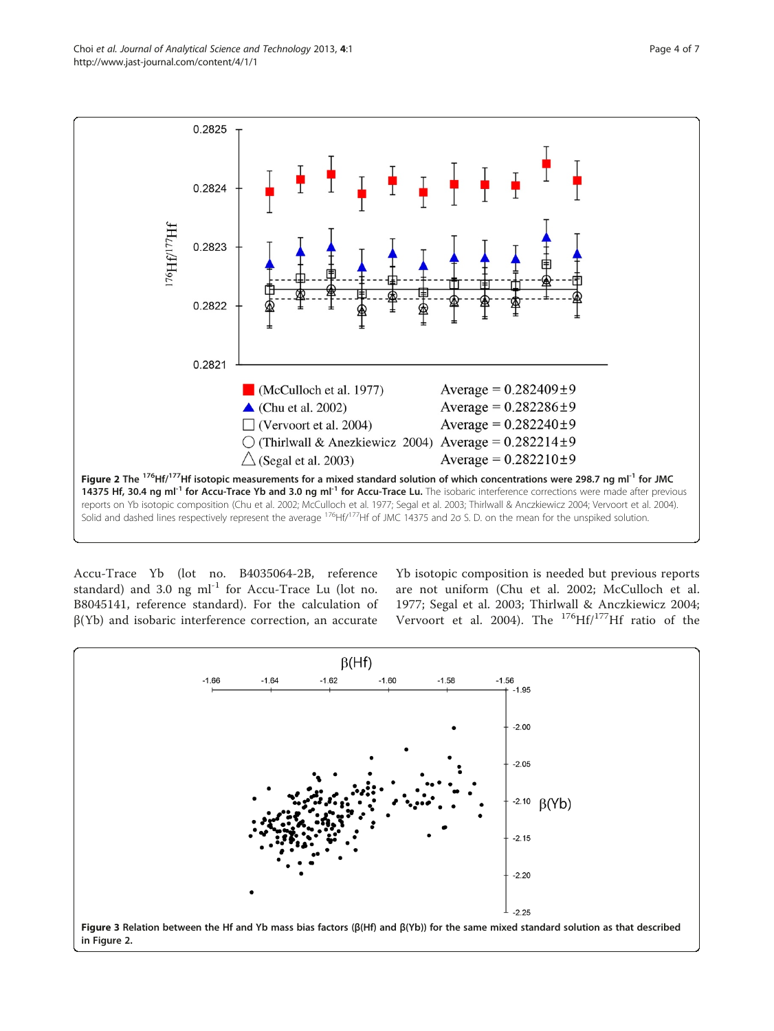**Figure 2 The $^{176}Hf/^{177}Hf$ isotopic measurements for a mixed standard solution of which concentrations were 298.7 ng ml$^{-1}$ for JMC 14375 Hf, 30.4 ng ml$^{-1}$ for Accu-Trace Yb and 3.0 ng ml$^{-1}$ for Accu-Trace Lu.** The isobaric interference corrections were made after previous reports on Yb isotopic composition (Chu et al. 2002; McCulloch et al. 1977; Segal et al. 2003; Thirlwall & Anczkiewicz 2004; Vervoort et al. 2004). Solid and dashed lines respectively represent the average $^{176}Hf/^{177}Hf$ of JMC 14375 and 2σ S. D. on the mean for the unspiked solution.

Accu-Trace Yb (lot no. B4035064-2B, reference standard) and 3.0 ng ml$^{-1}$ for Accu-Trace Lu (lot no. B8045141, reference standard). For the calculation of β(Yb) and isobaric interference correction, an accurate Yb isotopic composition is needed but previous reports are not uniform (Chu et al. 2002; McCulloch et al. 1977; Segal et al. 2003; Thirlwall & Anczkiewicz 2004; Vervoort et al. 2004). The $^{176}Hf/^{177}Hf$ ratio of the

**Figure 3 Relation between the Hf and Yb mass bias factors (β(Hf) and β(Yb)) for the same mixed standard solution as that described in Figure 2.**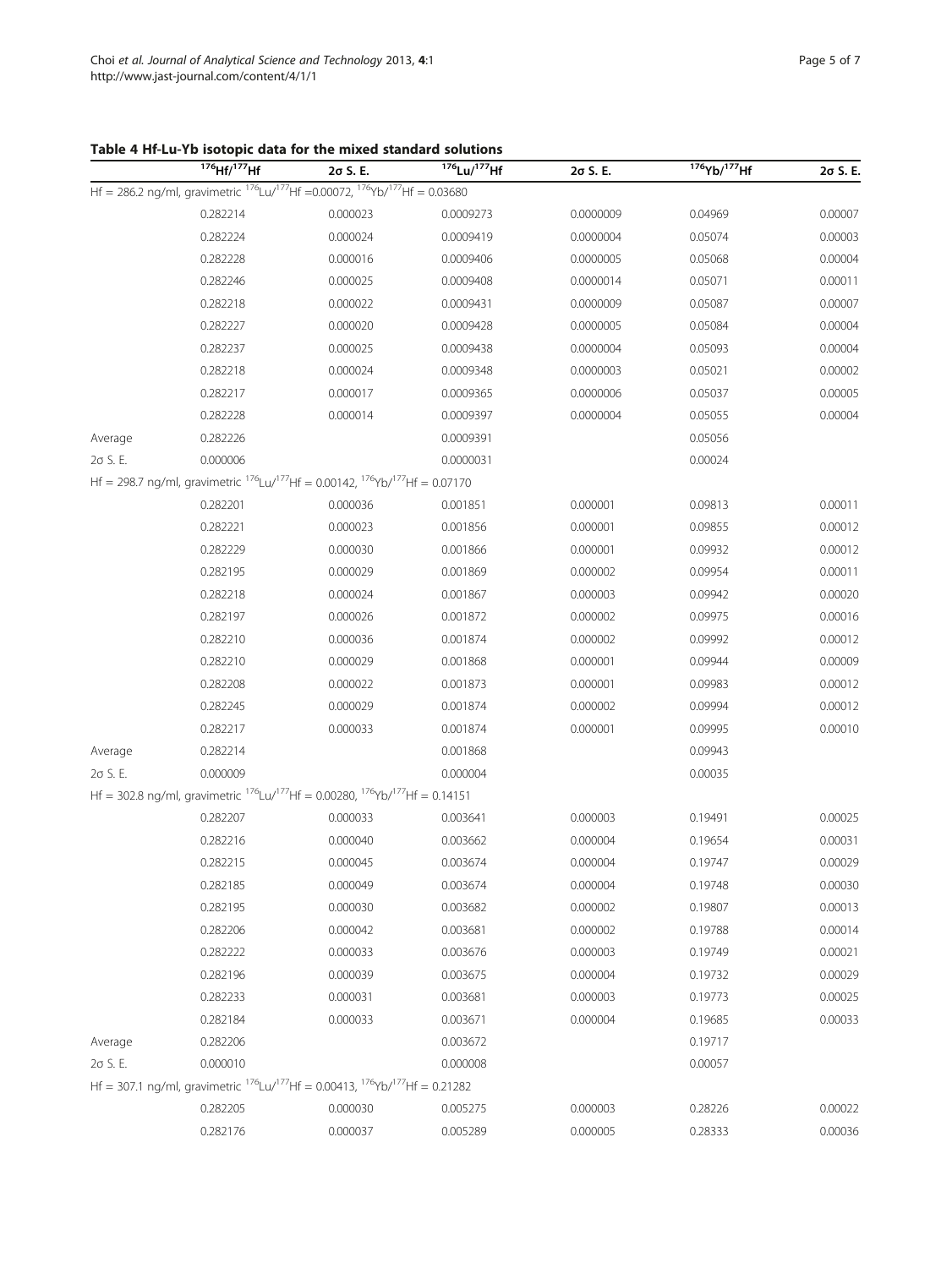**Table 4 Hf-Lu-Yb isotopic data for the mixed standard solutions**

| | $^{176}Hf/^{177}Hf$ | 2σ S. E. | $^{176}Lu/^{177}Hf$ | 2σ S. E. | $^{176}Yb/^{177}Hf$ | 2σ S. E. |
|---|---|---|---|---|---|---|
| Hf = 286.2 ng/ml, gravimetric $^{176}Lu/^{177}Hf$ =0.00072, $^{176}Yb/^{177}Hf$ = 0.03680 | | | | | | |
| | 0.282214 | 0.000023 | 0.0009273 | 0.0000009 | 0.04969 | 0.00007 |
| | 0.282224 | 0.000024 | 0.0009419 | 0.0000004 | 0.05074 | 0.00003 |
| | 0.282228 | 0.000016 | 0.0009406 | 0.0000005 | 0.05068 | 0.00004 |
| | 0.282246 | 0.000025 | 0.0009408 | 0.0000014 | 0.05071 | 0.00011 |
| | 0.282218 | 0.000022 | 0.0009431 | 0.0000009 | 0.05087 | 0.00007 |
| | 0.282227 | 0.000020 | 0.0009428 | 0.0000005 | 0.05084 | 0.00004 |
| | 0.282237 | 0.000025 | 0.0009438 | 0.0000004 | 0.05093 | 0.00004 |
| | 0.282218 | 0.000024 | 0.0009348 | 0.0000003 | 0.05021 | 0.00002 |
| | 0.282217 | 0.000017 | 0.0009365 | 0.0000006 | 0.05037 | 0.00005 |
| | 0.282228 | 0.000014 | 0.0009397 | 0.0000004 | 0.05055 | 0.00004 |
| Average | 0.282226 | | 0.0009391 | | 0.05056 | |
| 2σ S. E. | 0.000006 | | 0.0000031 | | 0.00024 | |
| Hf = 298.7 ng/ml, gravimetric $^{176}Lu/^{177}Hf$ = 0.00142, $^{176}Yb/^{177}Hf$ = 0.07170 | | | | | | |
| | 0.282201 | 0.000036 | 0.001851 | 0.000001 | 0.09813 | 0.00011 |
| | 0.282221 | 0.000023 | 0.001856 | 0.000001 | 0.09855 | 0.00012 |
| | 0.282229 | 0.000030 | 0.001866 | 0.000001 | 0.09932 | 0.00012 |
| | 0.282195 | 0.000029 | 0.001869 | 0.000002 | 0.09954 | 0.00011 |
| | 0.282218 | 0.000024 | 0.001867 | 0.000003 | 0.09942 | 0.00020 |
| | 0.282197 | 0.000026 | 0.001872 | 0.000002 | 0.09975 | 0.00016 |
| | 0.282210 | 0.000036 | 0.001874 | 0.000002 | 0.09992 | 0.00012 |
| | 0.282210 | 0.000029 | 0.001868 | 0.000001 | 0.09944 | 0.00009 |
| | 0.282208 | 0.000022 | 0.001873 | 0.000001 | 0.09983 | 0.00012 |
| | 0.282245 | 0.000029 | 0.001874 | 0.000002 | 0.09994 | 0.00012 |
| | 0.282217 | 0.000033 | 0.001874 | 0.000001 | 0.09995 | 0.00010 |
| Average | 0.282214 | | 0.001868 | | 0.09943 | |
| 2σ S. E. | 0.000009 | | 0.000004 | | 0.00035 | |
| Hf = 302.8 ng/ml, gravimetric $^{176}Lu/^{177}Hf$ = 0.00280, $^{176}Yb/^{177}Hf$ = 0.14151 | | | | | | |
| | 0.282207 | 0.000033 | 0.003641 | 0.000003 | 0.19491 | 0.00025 |
| | 0.282216 | 0.000040 | 0.003662 | 0.000004 | 0.19654 | 0.00031 |
| | 0.282215 | 0.000045 | 0.003674 | 0.000004 | 0.19747 | 0.00029 |
| | 0.282185 | 0.000049 | 0.003674 | 0.000004 | 0.19748 | 0.00030 |
| | 0.282195 | 0.000030 | 0.003682 | 0.000002 | 0.19807 | 0.00013 |
| | 0.282206 | 0.000042 | 0.003681 | 0.000002 | 0.19788 | 0.00014 |
| | 0.282222 | 0.000033 | 0.003676 | 0.000003 | 0.19749 | 0.00021 |
| | 0.282196 | 0.000039 | 0.003675 | 0.000004 | 0.19732 | 0.00029 |
| | 0.282233 | 0.000031 | 0.003681 | 0.000003 | 0.19773 | 0.00025 |
| | 0.282184 | 0.000033 | 0.003671 | 0.000004 | 0.19685 | 0.00033 |
| Average | 0.282206 | | 0.003672 | | 0.19717 | |
| 2σ S. E. | 0.000010 | | 0.000008 | | 0.00057 | |
| Hf = 307.1 ng/ml, gravimetric $^{176}Lu/^{177}Hf$ = 0.00413, $^{176}Yb/^{177}Hf$ = 0.21282 | | | | | | |
| | 0.282205 | 0.000030 | 0.005275 | 0.000003 | 0.28226 | 0.00022 |
| | 0.282176 | 0.000037 | 0.005289 | 0.000005 | 0.28333 | 0.00036 |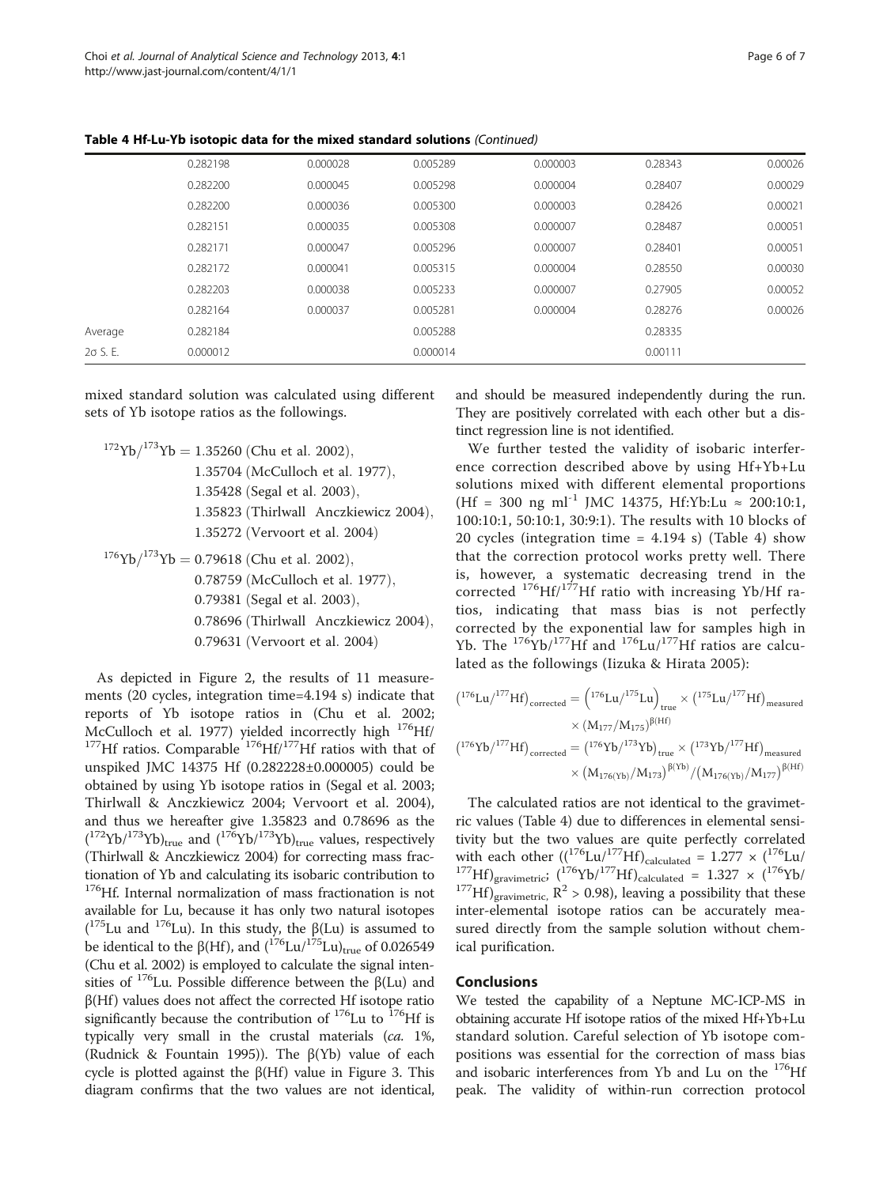**Table 4 Hf-Lu-Yb isotopic data for the mixed standard solutions** *(Continued)*

| | | | | | | |
|---|---|---|---|---|---|---|
| | 0.282198 | 0.000028 | 0.005289 | 0.000003 | 0.28343 | 0.00026 |
| | 0.282200 | 0.000045 | 0.005298 | 0.000004 | 0.28407 | 0.00029 |
| | 0.282200 | 0.000036 | 0.005300 | 0.000003 | 0.28426 | 0.00021 |
| | 0.282151 | 0.000035 | 0.005308 | 0.000007 | 0.28487 | 0.00051 |
| | 0.282171 | 0.000047 | 0.005296 | 0.000007 | 0.28401 | 0.00051 |
| | 0.282172 | 0.000041 | 0.005315 | 0.000004 | 0.28550 | 0.00030 |
| | 0.282203 | 0.000038 | 0.005233 | 0.000007 | 0.27905 | 0.00052 |
| | 0.282164 | 0.000037 | 0.005281 | 0.000004 | 0.28276 | 0.00026 |
| Average | 0.282184 | | 0.005288 | | 0.28335 | |
| 2σ S. E. | 0.000012 | | 0.000014 | | 0.00111 | |

mixed standard solution was calculated using different sets of Yb isotope ratios as the followings.

$$^{172}\text{Yb}/^{173}\text{Yb} = 1.35260 \text{ (Chu et al. 2002)}, 1.35704 \text{ (McCulloch et al. 1977)}, 1.35428 \text{ (Segal et al. 2003)}, 1.35823 \text{ (Thirlwall Anczkiewicz 2004)}, 1.35272 \text{ (Vervoort et al. 2004)}$$

$$^{176}\text{Yb}/^{173}\text{Yb} = 0.79618 \text{ (Chu et al. 2002)}, 0.78759 \text{ (McCulloch et al. 1977)}, 0.79381 \text{ (Segal et al. 2003)}, 0.78696 \text{ (Thirlwall Anczkiewicz 2004)}, 0.79631 \text{ (Vervoort et al. 2004)}$$

As depicted in Figure 2, the results of 11 measurements (20 cycles, integration time=4.194 s) indicate that reports of Yb isotope ratios in (Chu et al. 2002; McCulloch et al. 1977) yielded incorrectly high $^{176}$Hf/$^{177}$Hf ratios. Comparable $^{176}$Hf/$^{177}$Hf ratios with that of unspiked JMC 14375 Hf (0.282228±0.000005) could be obtained by using Yb isotope ratios in (Segal et al. 2003; Thirlwall & Anczkiewicz 2004; Vervoort et al. 2004), and thus we hereafter give 1.35823 and 0.78696 as the $(^{172}\text{Yb}/^{173}\text{Yb})_{\text{true}}$ and $(^{176}\text{Yb}/^{173}\text{Yb})_{\text{true}}$ values, respectively (Thirlwall & Anczkiewicz 2004) for correcting mass fractionation of Yb and calculating its isobaric contribution to $^{176}$Hf. Internal normalization of mass fractionation is not available for Lu, because it has only two natural isotopes ($^{175}$Lu and $^{176}$Lu). In this study, the β(Lu) is assumed to be identical to the β(Hf), and $(^{176}\text{Lu}/^{175}\text{Lu})_{\text{true}}$ of 0.026549 (Chu et al. 2002) is employed to calculate the signal intensities of $^{176}$Lu. Possible difference between the β(Lu) and β(Hf) values does not affect the corrected Hf isotope ratio significantly because the contribution of $^{176}$Lu to $^{176}$Hf is typically very small in the crustal materials (*ca.* 1%, (Rudnick & Fountain 1995)). The β(Yb) value of each cycle is plotted against the β(Hf) value in Figure 3. This diagram confirms that the two values are not identical, and should be measured independently during the run. They are positively correlated with each other but a distinct regression line is not identified.

We further tested the validity of isobaric interference correction described above by using Hf+Yb+Lu solutions mixed with different elemental proportions (Hf = 300 ng ml$^{-1}$ JMC 14375, Hf:Yb:Lu ≈ 200:10:1, 100:10:1, 50:10:1, 30:9:1). The results with 10 blocks of 20 cycles (integration time = 4.194 s) (Table 4) show that the correction protocol works pretty well. There is, however, a systematic decreasing trend in the corrected $^{176}$Hf/$^{177}$Hf ratio with increasing Yb/Hf ratios, indicating that mass bias is not perfectly corrected by the exponential law for samples high in Yb. The $^{176}$Yb/$^{177}$Hf and $^{176}$Lu/$^{177}$Hf ratios are calculated as the followings (Iizuka & Hirata 2005):

$$\left(^{176}\text{Lu}/^{177}\text{Hf}\right)_{\text{corrected}} = \left(^{176}\text{Lu}/^{175}\text{Lu}\right)_{\text{true}} \times \left(^{175}\text{Lu}/^{177}\text{Hf}\right)_{\text{measured}} \times \left(\text{M}_{177}/\text{M}_{175}\right)^{\beta(\text{Hf})}$$

$$\left(^{176}\text{Yb}/^{177}\text{Hf}\right)_{\text{corrected}} = \left(^{176}\text{Yb}/^{173}\text{Yb}\right)_{\text{true}} \times \left(^{173}\text{Yb}/^{177}\text{Hf}\right)_{\text{measured}} \times \left(\text{M}_{176(\text{Yb})}/\text{M}_{173}\right)^{\beta(\text{Yb})}/\left(\text{M}_{176(\text{Yb})}/\text{M}_{177}\right)^{\beta(\text{Hf})}$$

The calculated ratios are not identical to the gravimetric values (Table 4) due to differences in elemental sensitivity but the two values are quite perfectly correlated with each other ($(^{176}\text{Lu}/^{177}\text{Hf})_{\text{calculated}} = 1.277 \times (^{176}\text{Lu}/^{177}\text{Hf})_{\text{gravimetric}}$; $(^{176}\text{Yb}/^{177}\text{Hf})_{\text{calculated}} = 1.327 \times (^{176}\text{Yb}/^{177}\text{Hf})_{\text{gravimetric}}$, $R^2 > 0.98$), leaving a possibility that these inter-elemental isotope ratios can be accurately measured directly from the sample solution without chemical purification.

## Conclusions

We tested the capability of a Neptune MC-ICP-MS in obtaining accurate Hf isotope ratios of the mixed Hf+Yb+Lu standard solution. Careful selection of Yb isotope compositions was essential for the correction of mass bias and isobaric interferences from Yb and Lu on the $^{176}$Hf peak. The validity of within-run correction protocol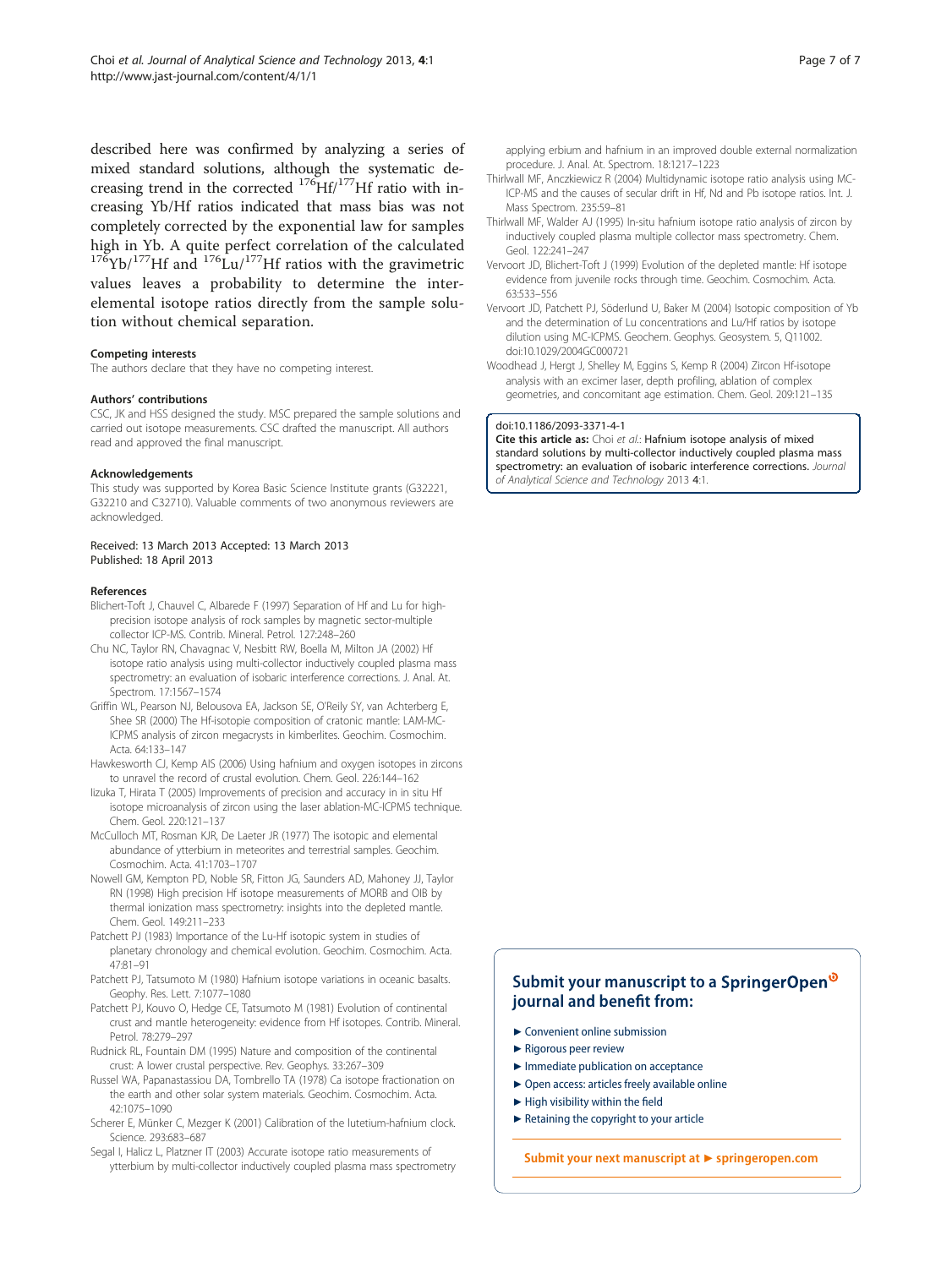described here was confirmed by analyzing a series of mixed standard solutions, although the systematic decreasing trend in the corrected $^{176}Hf/^{177}Hf$ ratio with increasing Yb/Hf ratios indicated that mass bias was not completely corrected by the exponential law for samples high in Yb. A quite perfect correlation of the calculated $^{176}Yb/^{177}Hf$ and $^{176}Lu/^{177}Hf$ ratios with the gravimetric values leaves a probability to determine the inter-elemental isotope ratios directly from the sample solution without chemical separation.

#### Competing interests
The authors declare that they have no competing interest.

#### Authors' contributions
CSC, JK and HSS designed the study. MSC prepared the sample solutions and carried out isotope measurements. CSC drafted the manuscript. All authors read and approved the final manuscript.

#### Acknowledgements
This study was supported by Korea Basic Science Institute grants (G32221, G32210 and C32710). Valuable comments of two anonymous reviewers are acknowledged.

Received: 13 March 2013 Accepted: 13 March 2013
Published: 18 April 2013

#### References

Blichert-Toft J, Chauvel C, Albarede F (1997) Separation of Hf and Lu for high-precision isotope analysis of rock samples by magnetic sector-multiple collector ICP-MS. Contrib. Mineral. Petrol. 127:248–260

Chu NC, Taylor RN, Chavagnac V, Nesbitt RW, Boella M, Milton JA (2002) Hf isotope ratio analysis using multi-collector inductively coupled plasma mass spectrometry: an evaluation of isobaric interference corrections. J. Anal. At. Spectrom. 17:1567–1574

Griffin WL, Pearson NJ, Belousova EA, Jackson SE, O'Reily SY, van Achterberg E, Shee SR (2000) The Hf-isotopie composition of cratonic mantle: LAM-MC-ICPMS analysis of zircon megacrysts in kimberlites. Geochim. Cosmochim. Acta. 64:133–147

Hawkesworth CJ, Kemp AIS (2006) Using hafnium and oxygen isotopes in zircons to unravel the record of crustal evolution. Chem. Geol. 226:144–162

Iizuka T, Hirata T (2005) Improvements of precision and accuracy in in situ Hf isotope microanalysis of zircon using the laser ablation-MC-ICPMS technique. Chem. Geol. 220:121–137

McCulloch MT, Rosman KJR, De Laeter JR (1977) The isotopic and elemental abundance of ytterbium in meteorites and terrestrial samples. Geochim. Cosmochim. Acta. 41:1703–1707

Nowell GM, Kempton PD, Noble SR, Fitton JG, Saunders AD, Mahoney JJ, Taylor RN (1998) High precision Hf isotope measurements of MORB and OIB by thermal ionization mass spectrometry: insights into the depleted mantle. Chem. Geol. 149:211–233

Patchett PJ (1983) Importance of the Lu-Hf isotopic system in studies of planetary chronology and chemical evolution. Geochim. Cosmochim. Acta. 47:81–91

Patchett PJ, Tatsumoto M (1980) Hafnium isotope variations in oceanic basalts. Geophy. Res. Lett. 7:1077–1080

Patchett PJ, Kouvo O, Hedge CE, Tatsumoto M (1981) Evolution of continental crust and mantle heterogeneity: evidence from Hf isotopes. Contrib. Mineral. Petrol. 78:279–297

Rudnick RL, Fountain DM (1995) Nature and composition of the continental crust: A lower crustal perspective. Rev. Geophys. 33:267–309

Russel WA, Papanastassiou DA, Tombrello TA (1978) Ca isotope fractionation on the earth and other solar system materials. Geochim. Cosmochim. Acta. 42:1075–1090

Scherer E, Münker C, Mezger K (2001) Calibration of the lutetium-hafnium clock. Science. 293:683–687

Segal I, Halicz L, Platzner IT (2003) Accurate isotope ratio measurements of ytterbium by multi-collector inductively coupled plasma mass spectrometry applying erbium and hafnium in an improved double external normalization procedure. J. Anal. At. Spectrom. 18:1217–1223

Thirlwall MF, Anczkiewicz R (2004) Multidynamic isotope ratio analysis using MC-ICP-MS and the causes of secular drift in Hf, Nd and Pb isotope ratios. Int. J. Mass Spectrom. 235:59–81

Thirlwall MF, Walder AJ (1995) In-situ hafnium isotope ratio analysis of zircon by inductively coupled plasma multiple collector mass spectrometry. Chem. Geol. 122:241–247

Vervoort JD, Blichert-Toft J (1999) Evolution of the depleted mantle: Hf isotope evidence from juvenile rocks through time. Geochim. Cosmochim. Acta. 63:533–556

Vervoort JD, Patchett PJ, Söderlund U, Baker M (2004) Isotopic composition of Yb and the determination of Lu concentrations and Lu/Hf ratios by isotope dilution using MC-ICPMS. Geochem. Geophys. Geosystem. 5, Q11002. doi:10.1029/2004GC000721

Woodhead J, Hergt J, Shelley M, Eggins S, Kemp R (2004) Zircon Hf-isotope analysis with an excimer laser, depth profiling, ablation of complex geometries, and concomitant age estimation. Chem. Geol. 209:121–135

doi:10.1186/2093-3371-4-1
**Cite this article as:** Choi *et al.*: Hafnium isotope analysis of mixed standard solutions by multi-collector inductively coupled plasma mass spectrometry: an evaluation of isobaric interference corrections. *Journal of Analytical Science and Technology* 2013 **4**:1.

**Submit your manuscript to a SpringerOpen journal and benefit from:**

- ► Convenient online submission
- ► Rigorous peer review
- ► Immediate publication on acceptance
- ► Open access: articles freely available online
- ► High visibility within the field
- ► Retaining the copyright to your article

**Submit your next manuscript at ► springeropen.com**